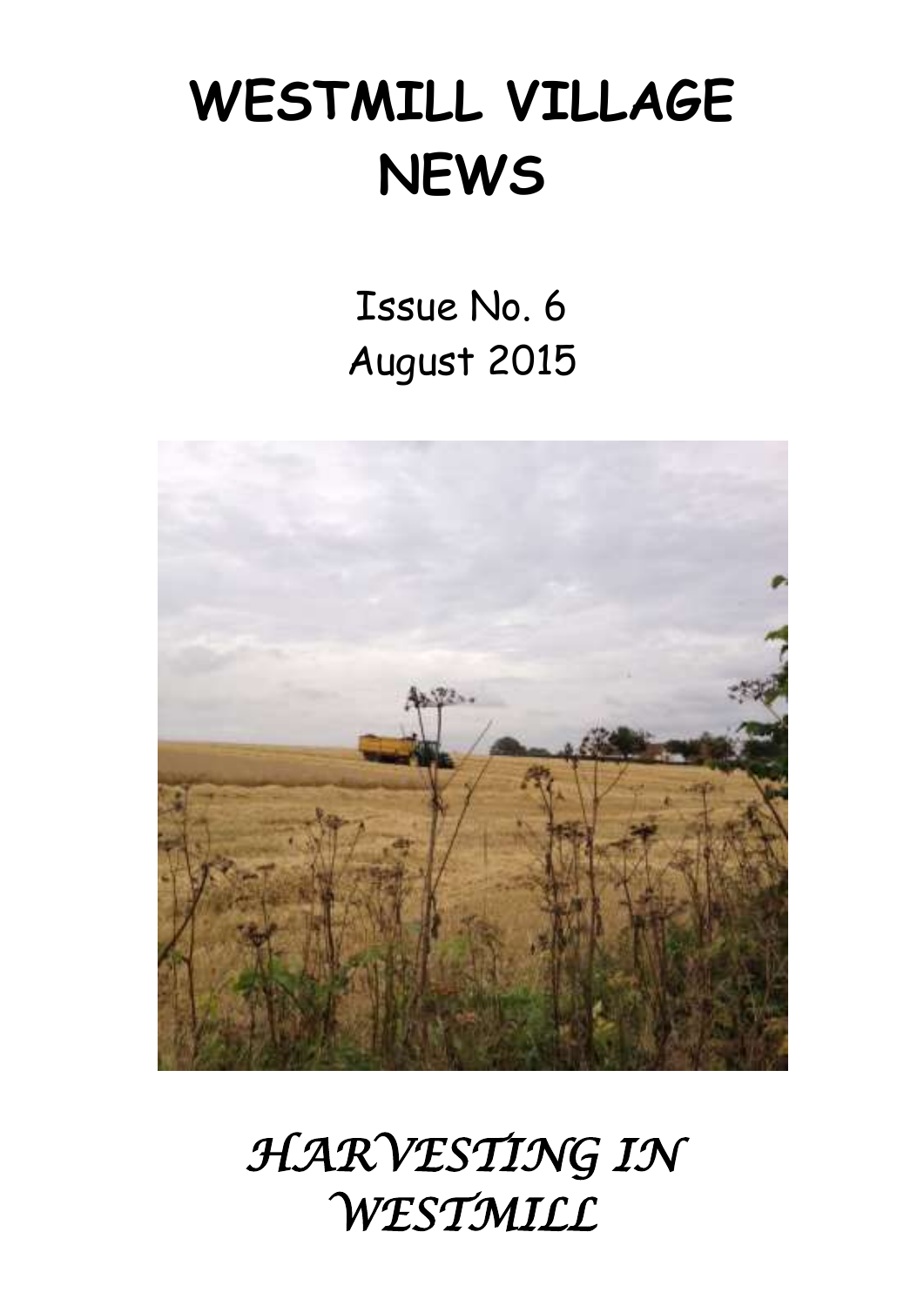# WESTMILL VILLAGE NEWS

Issue No. 6

August 2015

*HARVESTING IN WESTMILL*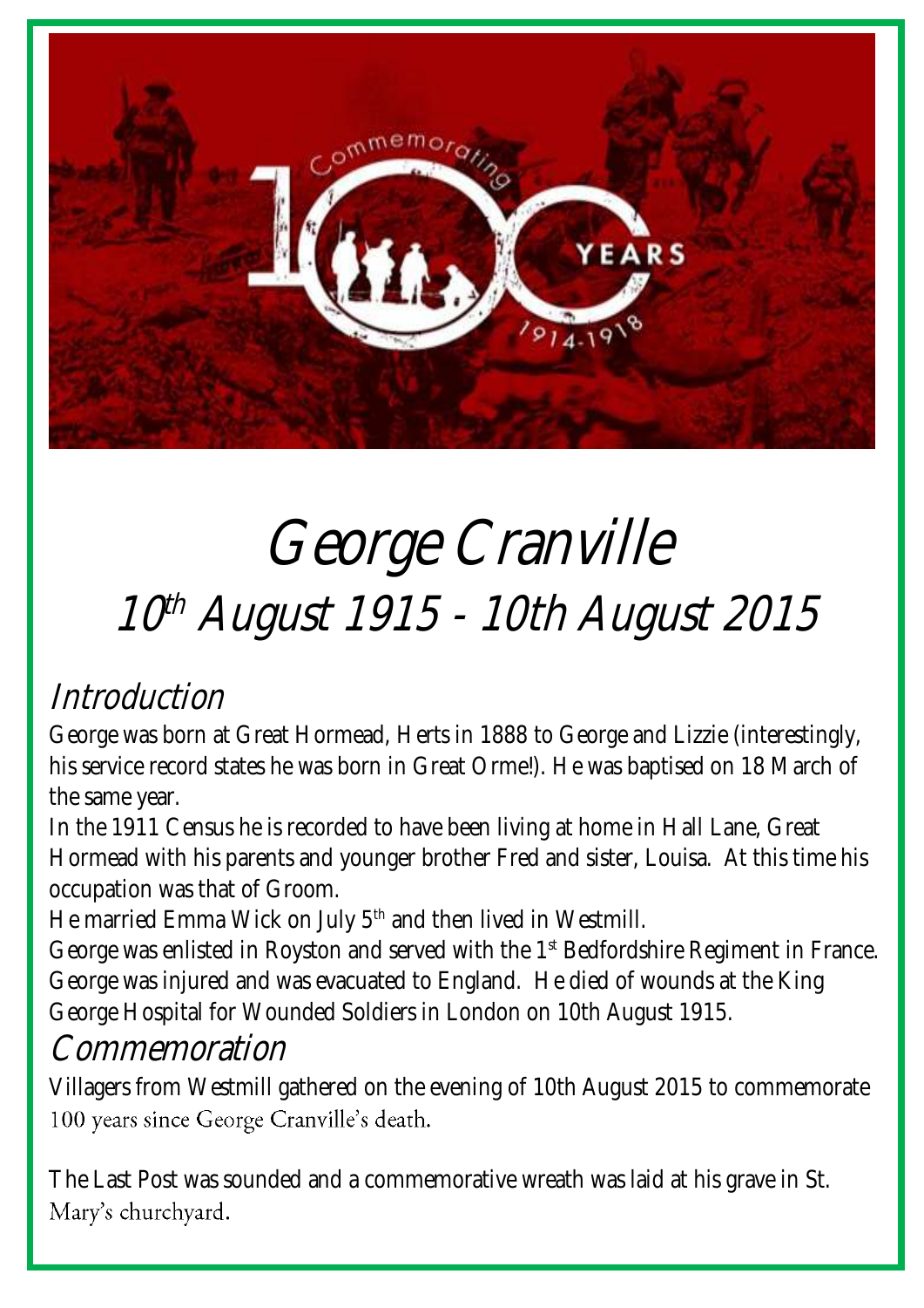# George Cranville

## 10th August 1915 - 10th August 2015

### Introduction

George was born at Great Hormead, Herts in 1888 to George and Lizzie (interestingly, his service record states he was born in Great Orme!). He was baptised on 18 March of the same year.

In the 1911 Census he is recorded to have been living at home in Hall Lane, Great Hormead with his parents and younger brother Fred and sister, Louisa. At this time his occupation was that of Groom.

He married Emma Wick on July 5th and then lived in Westmill.

George was enlisted in Royston and served with the 1st Bedfordshire Regiment in France. George was injured and was evacuated to England. He died of wounds at the King George Hospital for Wounded Soldiers in London on 10th August 1915.

### Commemoration

Villagers from Westmill gathered on the evening of 10th August 2015 to commemorate 100 years since George Cranville's death.

The Last Post was sounded and a commemorative wreath was laid at his grave in St. Mary's churchyard.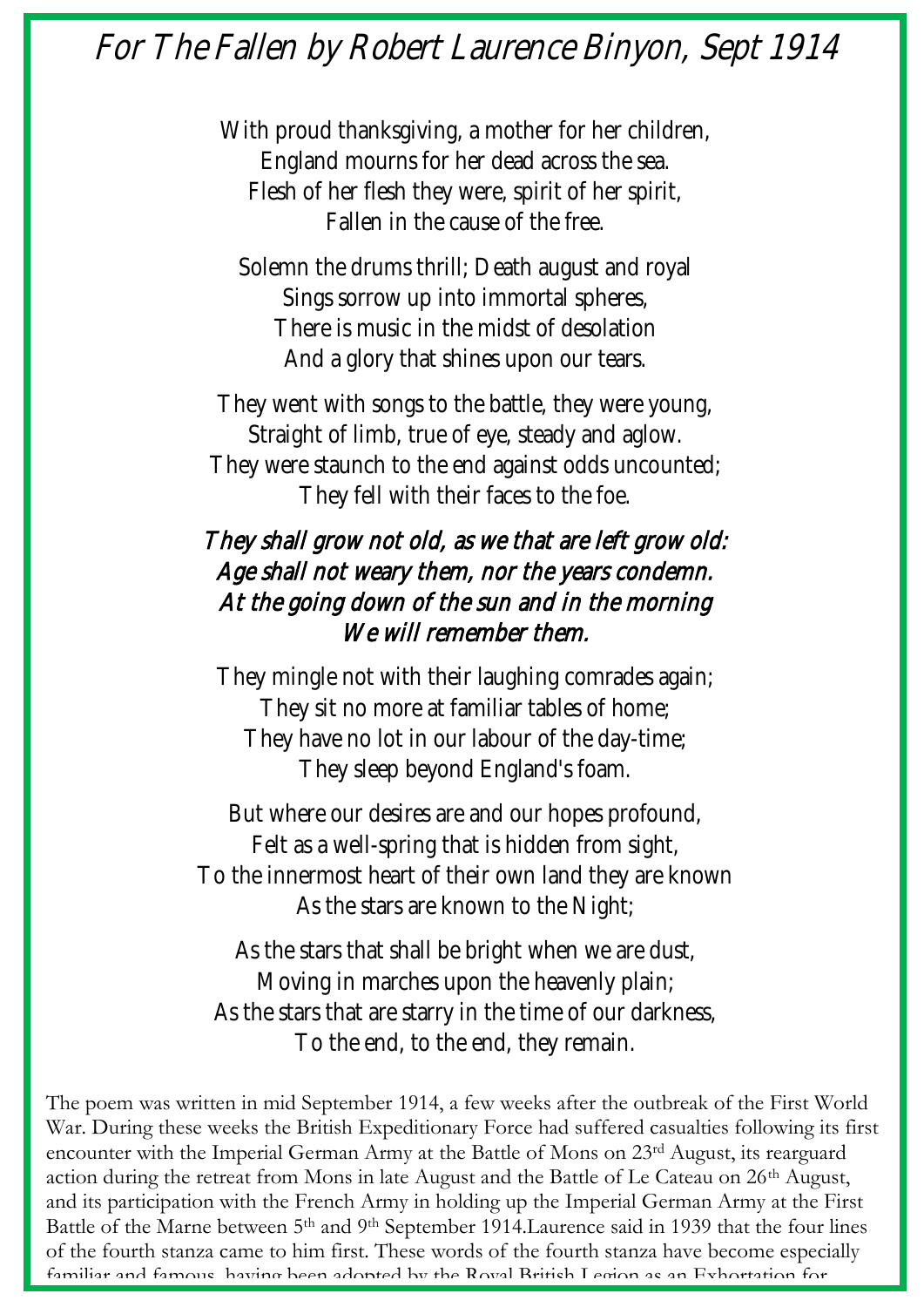# *For The Fallen by Robert Laurence Binyon, Sept 1914*

With proud thanksgiving, a mother for her children,
England mourns for her dead across the sea.
Flesh of her flesh they were, spirit of her spirit,
Fallen in the cause of the free.

Solemn the drums thrill; Death august and royal
Sings sorrow up into immortal spheres,
There is music in the midst of desolation
And a glory that shines upon our tears.

They went with songs to the battle, they were young,
Straight of limb, true of eye, steady and aglow.
They were staunch to the end against odds uncounted;
They fell with their faces to the foe.

*They shall grow not old, as we that are left grow old:*
*Age shall not weary them, nor the years condemn.*
*At the going down of the sun and in the morning*
*We will remember them.*

They mingle not with their laughing comrades again;
They sit no more at familiar tables of home;
They have no lot in our labour of the day-time;
They sleep beyond England's foam.

But where our desires are and our hopes profound,
Felt as a well-spring that is hidden from sight,
To the innermost heart of their own land they are known
As the stars are known to the Night;

As the stars that shall be bright when we are dust,
Moving in marches upon the heavenly plain;
As the stars that are starry in the time of our darkness,
To the end, to the end, they remain.

The poem was written in mid September 1914, a few weeks after the outbreak of the First World War. During these weeks the British Expeditionary Force had suffered casualties following its first encounter with the Imperial German Army at the Battle of Mons on 23rd August, its rearguard action during the retreat from Mons in late August and the Battle of Le Cateau on 26th August, and its participation with the French Army in holding up the Imperial German Army at the First Battle of the Marne between 5th and 9th September 1914.Laurence said in 1939 that the four lines of the fourth stanza came to him first. These words of the fourth stanza have become especially familiar and famous, having been adopted by the Royal British Legion as an Exhortation for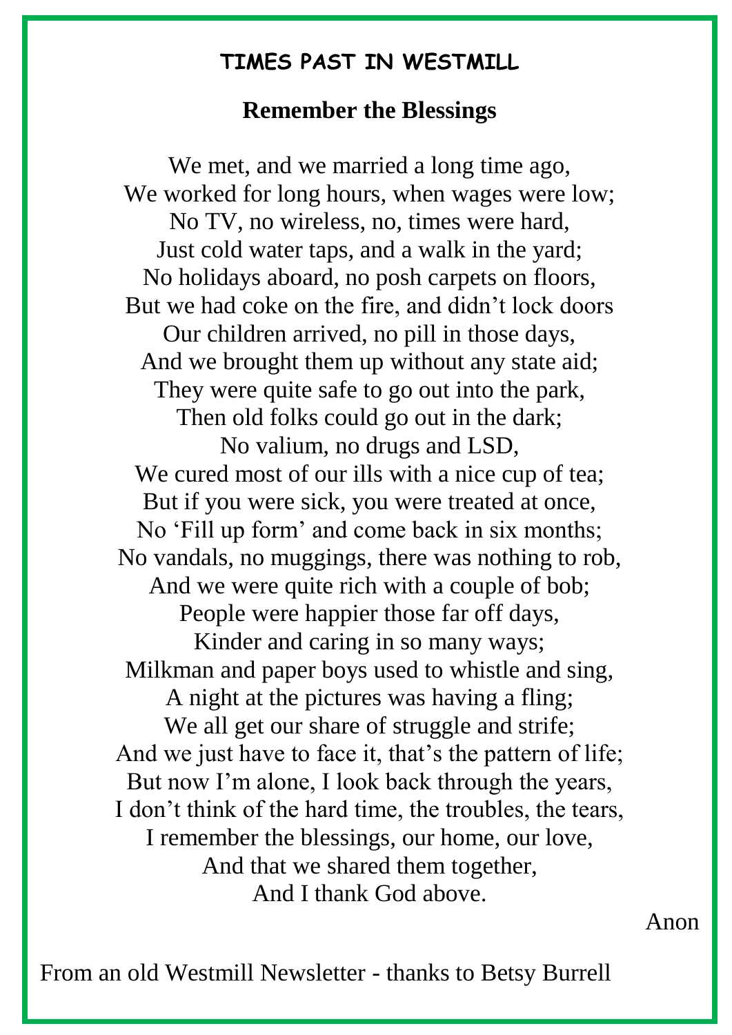## TIMES PAST IN WESTMILL

### Remember the Blessings

We met, and we married a long time ago,  
We worked for long hours, when wages were low;  
No TV, no wireless, no, times were hard,  
Just cold water taps, and a walk in the yard;  
No holidays aboard, no posh carpets on floors,  
But we had coke on the fire, and didn't lock doors  
Our children arrived, no pill in those days,  
And we brought them up without any state aid;  
They were quite safe to go out into the park,  
Then old folks could go out in the dark;  
No valium, no drugs and LSD,  
We cured most of our ills with a nice cup of tea;  
But if you were sick, you were treated at once,  
No 'Fill up form' and come back in six months;  
No vandals, no muggings, there was nothing to rob,  
And we were quite rich with a couple of bob;  
People were happier those far off days,  
Kinder and caring in so many ways;  
Milkman and paper boys used to whistle and sing,  
A night at the pictures was having a fling;  
We all get our share of struggle and strife;  
And we just have to face it, that's the pattern of life;  
But now I'm alone, I look back through the years,  
I don't think of the hard time, the troubles, the tears,  
I remember the blessings, our home, our love,  
And that we shared them together,  
And I thank God above.

Anon

From an old Westmill Newsletter - thanks to Betsy Burrell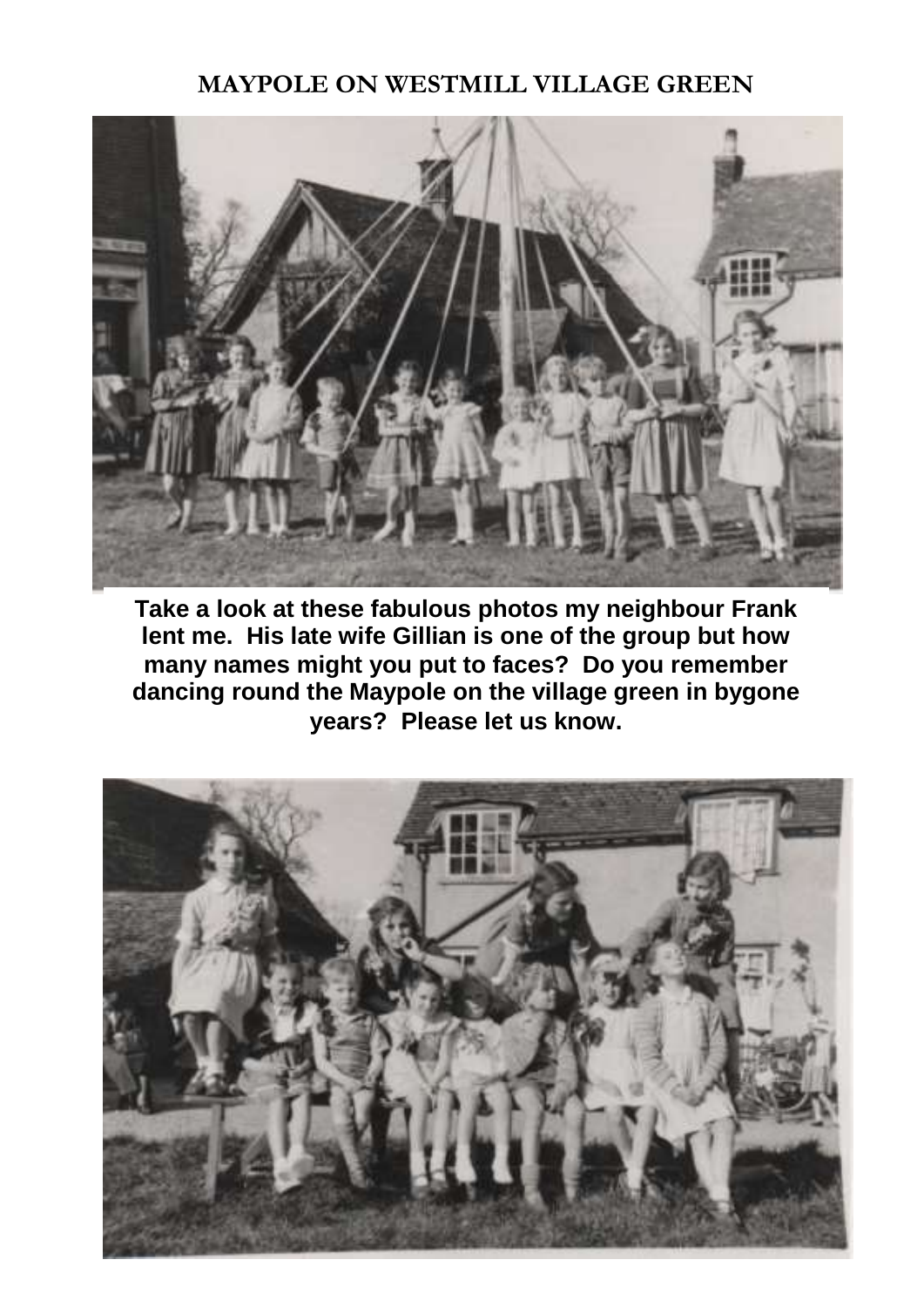# MAYPOLE ON WESTMILL VILLAGE GREEN

**Take a look at these fabulous photos my neighbour Frank lent me. His late wife Gillian is one of the group but how many names might you put to faces? Do you remember dancing round the Maypole on the village green in bygone years? Please let us know.**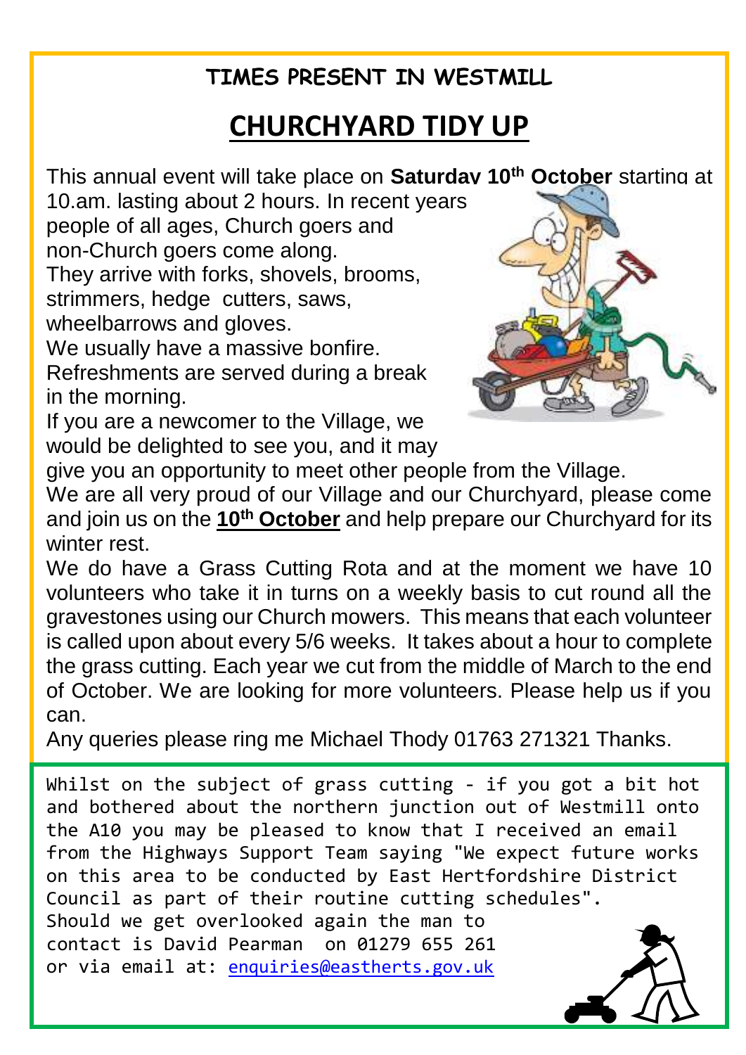**TIMES PRESENT IN WESTMILL**

# CHURCHYARD TIDY UP

This annual event will take place on **Saturday 10th October** starting at 10.am. lasting about 2 hours. In recent years people of all ages, Church goers and non-Church goers come along.
They arrive with forks, shovels, brooms, strimmers, hedge cutters, saws, wheelbarrows and gloves.
We usually have a massive bonfire.
Refreshments are served during a break in the morning.
If you are a newcomer to the Village, we would be delighted to see you, and it may give you an opportunity to meet other people from the Village.
We are all very proud of our Village and our Churchyard, please come and join us on the **10th October** and help prepare our Churchyard for its winter rest.
We do have a Grass Cutting Rota and at the moment we have 10 volunteers who take it in turns on a weekly basis to cut round all the gravestones using our Church mowers. This means that each volunteer is called upon about every 5/6 weeks. It takes about a hour to complete the grass cutting. Each year we cut from the middle of March to the end of October. We are looking for more volunteers. Please help us if you can.
Any queries please ring me Michael Thody 01763 271321 Thanks.

Whilst on the subject of grass cutting - if you got a bit hot and bothered about the northern junction out of Westmill onto the A10 you may be pleased to know that I received an email from the Highways Support Team saying "We expect future works on this area to be conducted by East Hertfordshire District Council as part of their routine cutting schedules".
Should we get overlooked again the man to contact is David Pearman on 01279 655 261 or via email at: enquiries@eastherts.gov.uk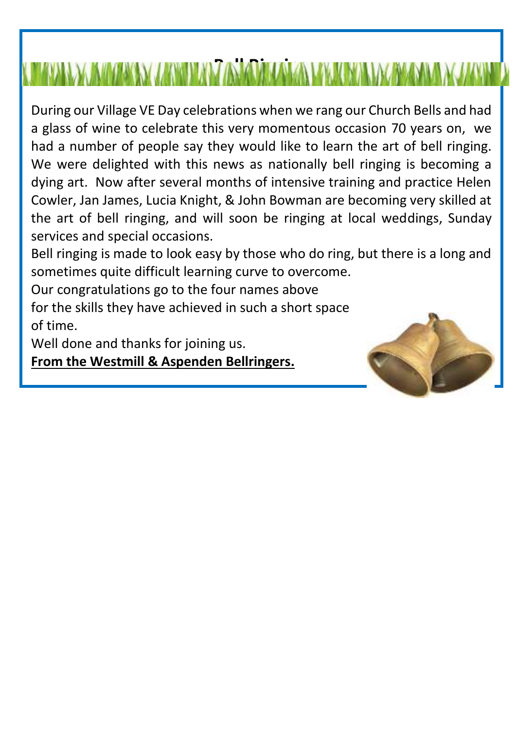## Bell Ringing

During our Village VE Day celebrations when we rang our Church Bells and had a glass of wine to celebrate this very momentous occasion 70 years on, we had a number of people say they would like to learn the art of bell ringing. We were delighted with this news as nationally bell ringing is becoming a dying art. Now after several months of intensive training and practice Helen Cowler, Jan James, Lucia Knight, & John Bowman are becoming very skilled at the art of bell ringing, and will soon be ringing at local weddings, Sunday services and special occasions.

Bell ringing is made to look easy by those who do ring, but there is a long and sometimes quite difficult learning curve to overcome.

Our congratulations go to the four names above for the skills they have achieved in such a short space of time.

Well done and thanks for joining us.

**From the Westmill & Aspenden Bellringers.**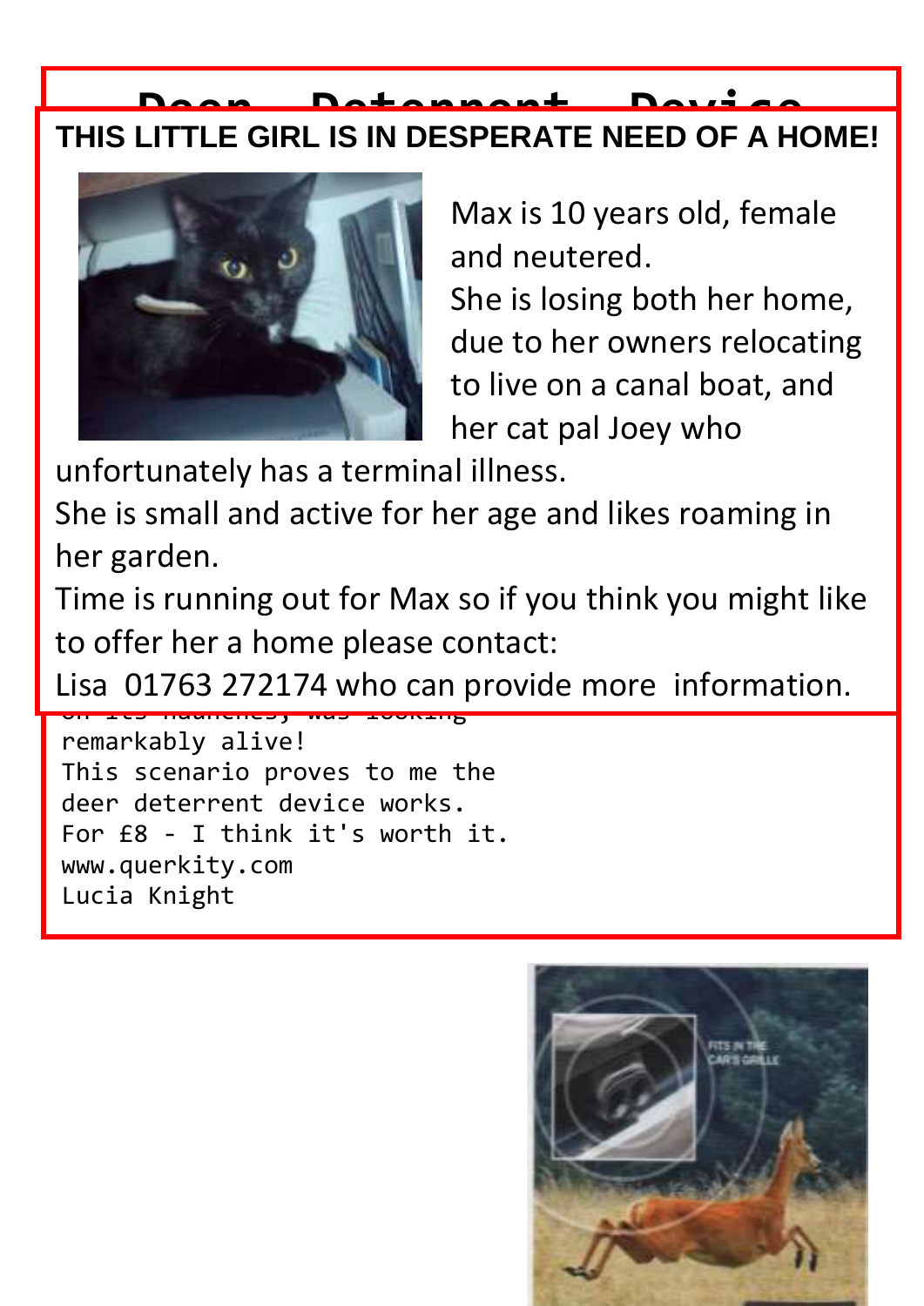## Deer Deterrent Device

## THIS LITTLE GIRL IS IN DESPERATE NEED OF A HOME!

Max is 10 years old, female and neutered.

She is losing both her home, due to her owners relocating to live on a canal boat, and her cat pal Joey who unfortunately has a terminal illness.

She is small and active for her age and likes roaming in her garden.

Time is running out for Max so if you think you might like to offer her a home please contact:

Lisa 01763 272174 who can provide more information.

on its haunches, was looking remarkably alive!
This scenario proves to me the deer deterrent device works.
For £8 - I think it's worth it.
www.querkity.com
Lucia Knight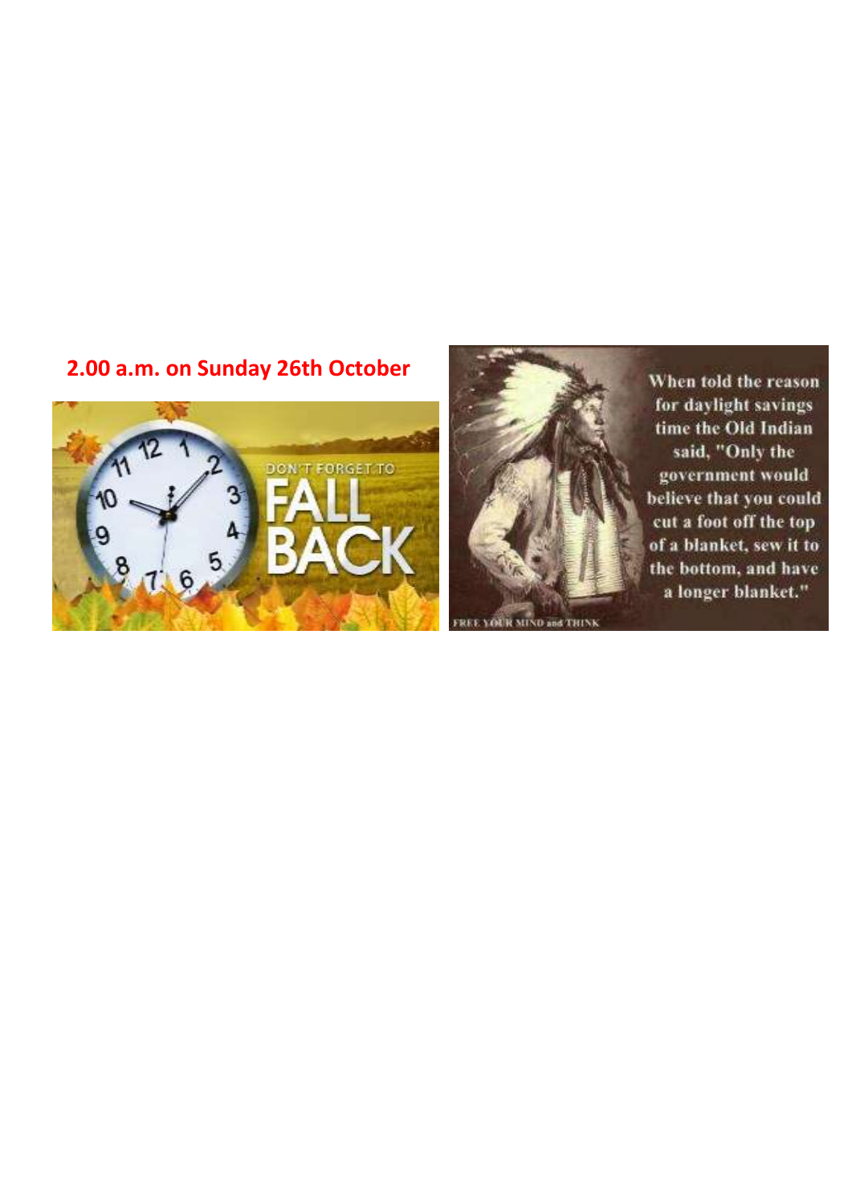**2.00 a.m. on Sunday 26th October**

DON'T FORGET TO FALL BACK

When told the reason for daylight savings time the Old Indian said, "Only the government would believe that you could cut a foot off the top of a blanket, sew it to the bottom, and have a longer blanket."

FREE YOUR MIND and THINK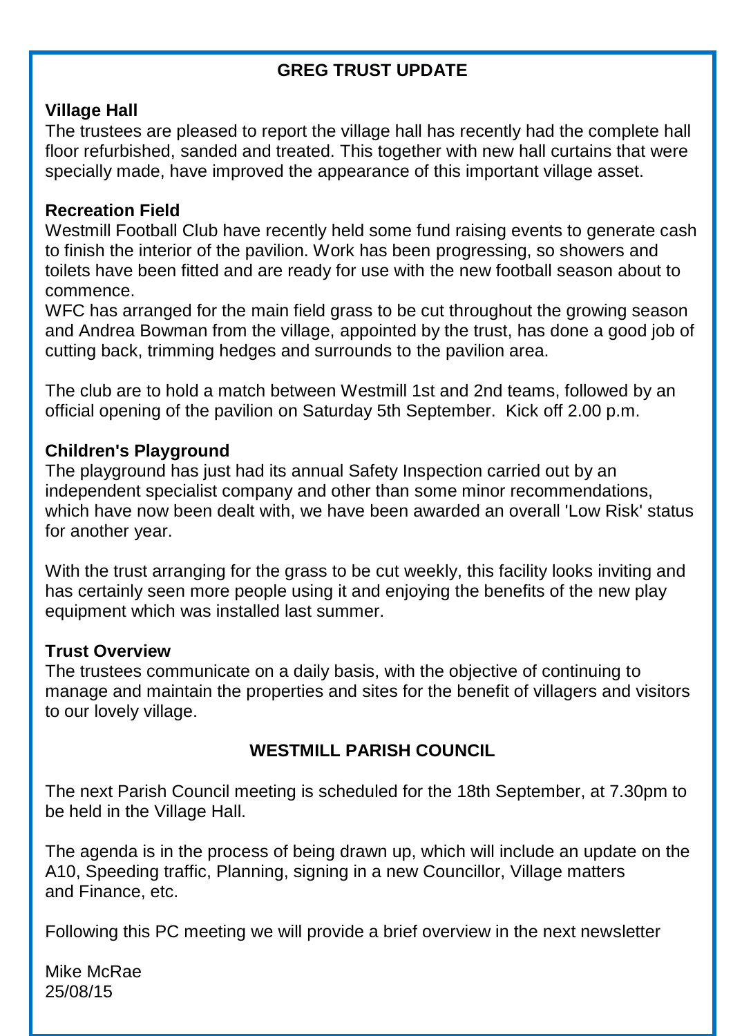## GREG TRUST UPDATE

### Village Hall

The trustees are pleased to report the village hall has recently had the complete hall floor refurbished, sanded and treated. This together with new hall curtains that were specially made, have improved the appearance of this important village asset.

### Recreation Field

Westmill Football Club have recently held some fund raising events to generate cash to finish the interior of the pavilion. Work has been progressing, so showers and toilets have been fitted and are ready for use with the new football season about to commence.

WFC has arranged for the main field grass to be cut throughout the growing season and Andrea Bowman from the village, appointed by the trust, has done a good job of cutting back, trimming hedges and surrounds to the pavilion area.

The club are to hold a match between Westmill 1st and 2nd teams, followed by an official opening of the pavilion on Saturday 5th September. Kick off 2.00 p.m.

### Children's Playground

The playground has just had its annual Safety Inspection carried out by an independent specialist company and other than some minor recommendations, which have now been dealt with, we have been awarded an overall 'Low Risk' status for another year.

With the trust arranging for the grass to be cut weekly, this facility looks inviting and has certainly seen more people using it and enjoying the benefits of the new play equipment which was installed last summer.

### Trust Overview

The trustees communicate on a daily basis, with the objective of continuing to manage and maintain the properties and sites for the benefit of villagers and visitors to our lovely village.

## WESTMILL PARISH COUNCIL

The next Parish Council meeting is scheduled for the 18th September, at 7.30pm to be held in the Village Hall.

The agenda is in the process of being drawn up, which will include an update on the A10, Speeding traffic, Planning, signing in a new Councillor, Village matters and Finance, etc.

Following this PC meeting we will provide a brief overview in the next newsletter

Mike McRae
25/08/15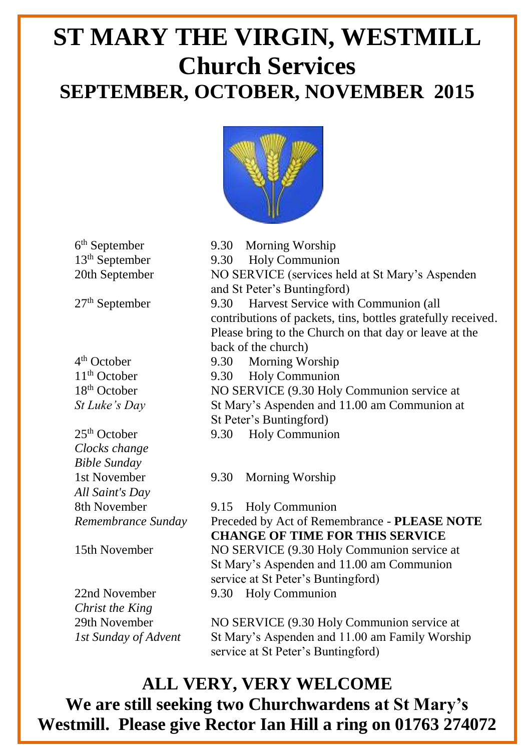# ST MARY THE VIRGIN, WESTMILL

## Church Services

## SEPTEMBER, OCTOBER, NOVEMBER 2015

| | |
|---|---|
| 6th September | 9.30 Morning Worship |
| 13th September | 9.30 Holy Communion |
| 20th September | NO SERVICE (services held at St Mary's Aspenden and St Peter's Buntingford) |
| 27th September | 9.30 Harvest Service with Communion (all contributions of packets, tins, bottles gratefully received. Please bring to the Church on that day or leave at the back of the church) |
| 4th October | 9.30 Morning Worship |
| 11th October | 9.30 Holy Communion |
| 18th October *St Luke's Day* | NO SERVICE (9.30 Holy Communion service at St Mary's Aspenden and 11.00 am Communion at St Peter's Buntingford) |
| 25th October *Clocks change* *Bible Sunday* | 9.30 Holy Communion |
| 1st November *All Saint's Day* | 9.30 Morning Worship |
| 8th November *Remembrance Sunday* | 9.15 Holy Communion Preceded by Act of Remembrance - **PLEASE NOTE CHANGE OF TIME FOR THIS SERVICE** |
| 15th November | NO SERVICE (9.30 Holy Communion service at St Mary's Aspenden and 11.00 am Communion service at St Peter's Buntingford) |
| 22nd November *Christ the King* | 9.30 Holy Communion |
| 29th November *1st Sunday of Advent* | NO SERVICE (9.30 Holy Communion service at St Mary's Aspenden and 11.00 am Family Worship service at St Peter's Buntingford) |

**ALL VERY, VERY WELCOME**

**We are still seeking two Churchwardens at St Mary's Westmill. Please give Rector Ian Hill a ring on 01763 274072**